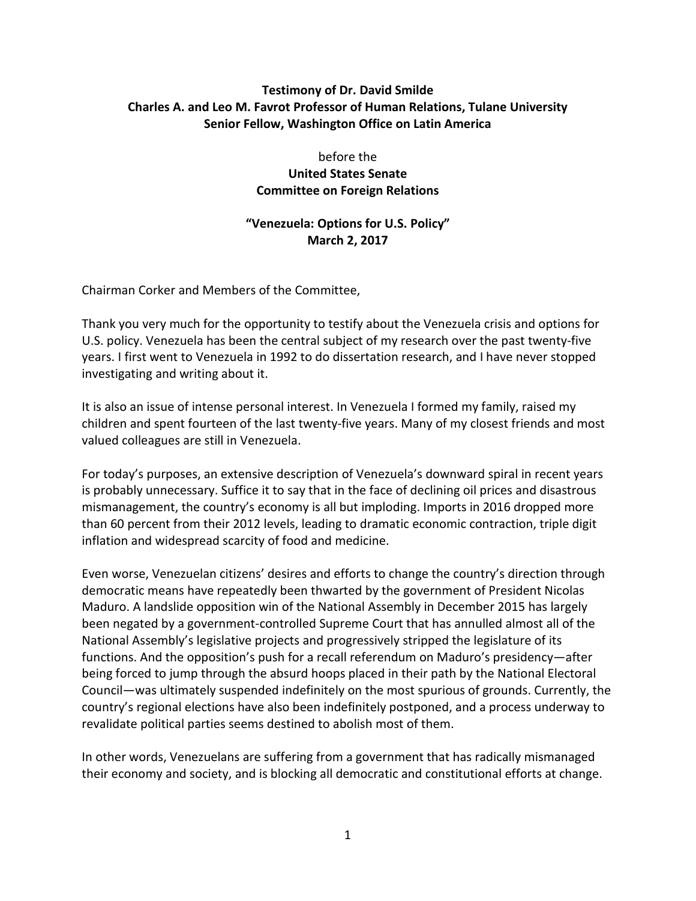**Testimony of Dr. David Smilde**
**Charles A. and Leo M. Favrot Professor of Human Relations, Tulane University**
**Senior Fellow, Washington Office on Latin America**

before the
**United States Senate**
**Committee on Foreign Relations**

**"Venezuela: Options for U.S. Policy"**
**March 2, 2017**

Chairman Corker and Members of the Committee,

Thank you very much for the opportunity to testify about the Venezuela crisis and options for U.S. policy. Venezuela has been the central subject of my research over the past twenty-five years. I first went to Venezuela in 1992 to do dissertation research, and I have never stopped investigating and writing about it.

It is also an issue of intense personal interest. In Venezuela I formed my family, raised my children and spent fourteen of the last twenty-five years. Many of my closest friends and most valued colleagues are still in Venezuela.

For today's purposes, an extensive description of Venezuela's downward spiral in recent years is probably unnecessary. Suffice it to say that in the face of declining oil prices and disastrous mismanagement, the country's economy is all but imploding. Imports in 2016 dropped more than 60 percent from their 2012 levels, leading to dramatic economic contraction, triple digit inflation and widespread scarcity of food and medicine.

Even worse, Venezuelan citizens' desires and efforts to change the country's direction through democratic means have repeatedly been thwarted by the government of President Nicolas Maduro. A landslide opposition win of the National Assembly in December 2015 has largely been negated by a government-controlled Supreme Court that has annulled almost all of the National Assembly's legislative projects and progressively stripped the legislature of its functions. And the opposition's push for a recall referendum on Maduro's presidency—after being forced to jump through the absurd hoops placed in their path by the National Electoral Council—was ultimately suspended indefinitely on the most spurious of grounds. Currently, the country's regional elections have also been indefinitely postponed, and a process underway to revalidate political parties seems destined to abolish most of them.

In other words, Venezuelans are suffering from a government that has radically mismanaged their economy and society, and is blocking all democratic and constitutional efforts at change.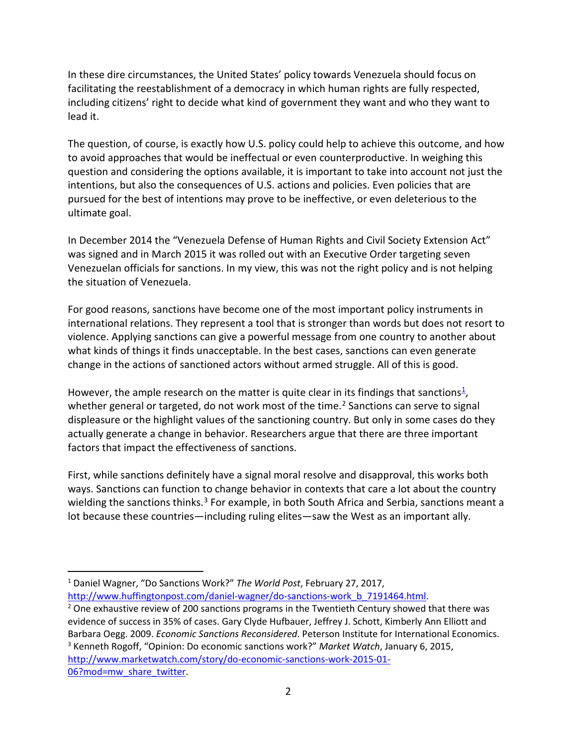In these dire circumstances, the United States' policy towards Venezuela should focus on facilitating the reestablishment of a democracy in which human rights are fully respected, including citizens' right to decide what kind of government they want and who they want to lead it.

The question, of course, is exactly how U.S. policy could help to achieve this outcome, and how to avoid approaches that would be ineffectual or even counterproductive. In weighing this question and considering the options available, it is important to take into account not just the intentions, but also the consequences of U.S. actions and policies. Even policies that are pursued for the best of intentions may prove to be ineffective, or even deleterious to the ultimate goal.

In December 2014 the "Venezuela Defense of Human Rights and Civil Society Extension Act" was signed and in March 2015 it was rolled out with an Executive Order targeting seven Venezuelan officials for sanctions. In my view, this was not the right policy and is not helping the situation of Venezuela.

For good reasons, sanctions have become one of the most important policy instruments in international relations. They represent a tool that is stronger than words but does not resort to violence. Applying sanctions can give a powerful message from one country to another about what kinds of things it finds unacceptable. In the best cases, sanctions can even generate change in the actions of sanctioned actors without armed struggle. All of this is good.

However, the ample research on the matter is quite clear in its findings that sanctions[1], whether general or targeted, do not work most of the time.[2] Sanctions can serve to signal displeasure or the highlight values of the sanctioning country. But only in some cases do they actually generate a change in behavior. Researchers argue that there are three important factors that impact the effectiveness of sanctions.

First, while sanctions definitely have a signal moral resolve and disapproval, this works both ways. Sanctions can function to change behavior in contexts that care a lot about the country wielding the sanctions thinks.[3] For example, in both South Africa and Serbia, sanctions meant a lot because these countries—including ruling elites—saw the West as an important ally.

---

[1] Daniel Wagner, "Do Sanctions Work?" *The World Post*, February 27, 2017, http://www.huffingtonpost.com/daniel-wagner/do-sanctions-work_b_7191464.html.

[2] One exhaustive review of 200 sanctions programs in the Twentieth Century showed that there was evidence of success in 35% of cases. Gary Clyde Hufbauer, Jeffrey J. Schott, Kimberly Ann Elliott and Barbara Oegg. 2009. *Economic Sanctions Reconsidered*. Peterson Institute for International Economics.

[3] Kenneth Rogoff, "Opinion: Do economic sanctions work?" *Market Watch*, January 6, 2015, http://www.marketwatch.com/story/do-economic-sanctions-work-2015-01-06?mod=mw_share_twitter.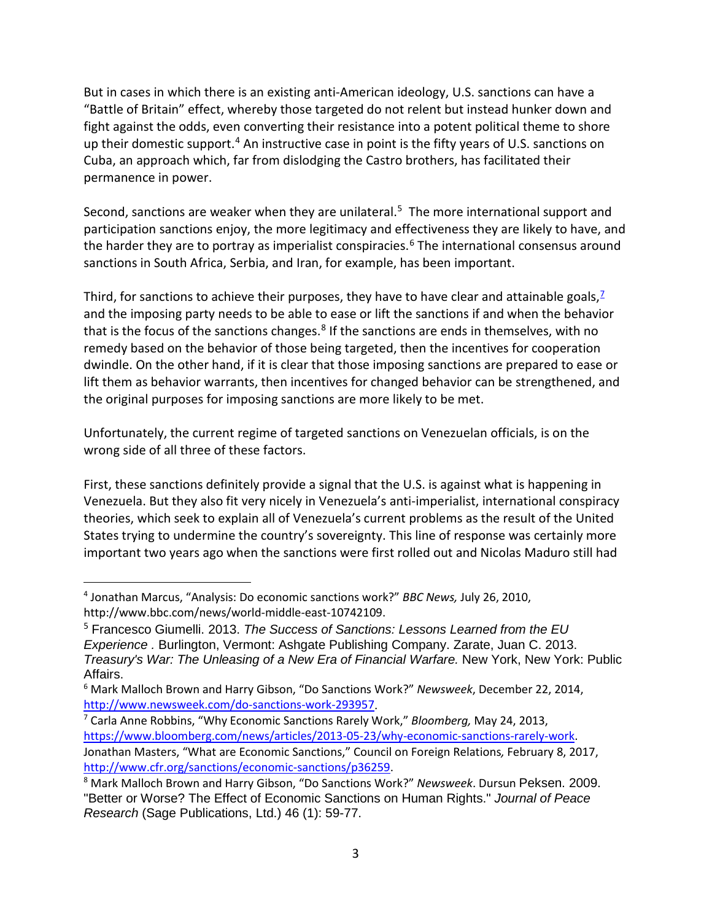But in cases in which there is an existing anti-American ideology, U.S. sanctions can have a "Battle of Britain" effect, whereby those targeted do not relent but instead hunker down and fight against the odds, even converting their resistance into a potent political theme to shore up their domestic support.[4] An instructive case in point is the fifty years of U.S. sanctions on Cuba, an approach which, far from dislodging the Castro brothers, has facilitated their permanence in power.

Second, sanctions are weaker when they are unilateral.[5] The more international support and participation sanctions enjoy, the more legitimacy and effectiveness they are likely to have, and the harder they are to portray as imperialist conspiracies.[6] The international consensus around sanctions in South Africa, Serbia, and Iran, for example, has been important.

Third, for sanctions to achieve their purposes, they have to have clear and attainable goals,[7] and the imposing party needs to be able to ease or lift the sanctions if and when the behavior that is the focus of the sanctions changes.[8] If the sanctions are ends in themselves, with no remedy based on the behavior of those being targeted, then the incentives for cooperation dwindle. On the other hand, if it is clear that those imposing sanctions are prepared to ease or lift them as behavior warrants, then incentives for changed behavior can be strengthened, and the original purposes for imposing sanctions are more likely to be met.

Unfortunately, the current regime of targeted sanctions on Venezuelan officials, is on the wrong side of all three of these factors.

First, these sanctions definitely provide a signal that the U.S. is against what is happening in Venezuela. But they also fit very nicely in Venezuela's anti-imperialist, international conspiracy theories, which seek to explain all of Venezuela's current problems as the result of the United States trying to undermine the country's sovereignty. This line of response was certainly more important two years ago when the sanctions were first rolled out and Nicolas Maduro still had

---

[4] Jonathan Marcus, "Analysis: Do economic sanctions work?" *BBC News,* July 26, 2010, http://www.bbc.com/news/world-middle-east-10742109.

[5] Francesco Giumelli. 2013. *The Success of Sanctions: Lessons Learned from the EU Experience .* Burlington, Vermont: Ashgate Publishing Company. Zarate, Juan C. 2013. *Treasury's War: The Unleasing of a New Era of Financial Warfare.* New York, New York: Public Affairs.

[6] Mark Malloch Brown and Harry Gibson, "Do Sanctions Work?" *Newsweek*, December 22, 2014, http://www.newsweek.com/do-sanctions-work-293957.

[7] Carla Anne Robbins, "Why Economic Sanctions Rarely Work," *Bloomberg,* May 24, 2013, https://www.bloomberg.com/news/articles/2013-05-23/why-economic-sanctions-rarely-work. Jonathan Masters, "What are Economic Sanctions," Council on Foreign Relations*,* February 8, 2017, http://www.cfr.org/sanctions/economic-sanctions/p36259.

[8] Mark Malloch Brown and Harry Gibson, "Do Sanctions Work?" *Newsweek*. Dursun Peksen. 2009. "Better or Worse? The Effect of Economic Sanctions on Human Rights." *Journal of Peace Research* (Sage Publications, Ltd.) 46 (1): 59-77.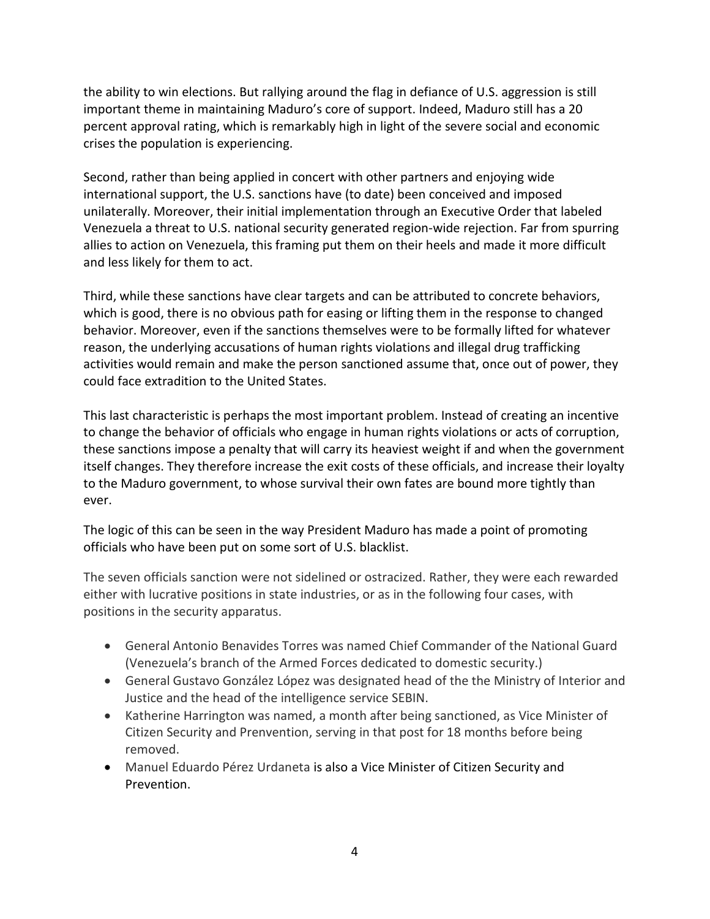the ability to win elections. But rallying around the flag in defiance of U.S. aggression is still important theme in maintaining Maduro's core of support. Indeed, Maduro still has a 20 percent approval rating, which is remarkably high in light of the severe social and economic crises the population is experiencing.

Second, rather than being applied in concert with other partners and enjoying wide international support, the U.S. sanctions have (to date) been conceived and imposed unilaterally. Moreover, their initial implementation through an Executive Order that labeled Venezuela a threat to U.S. national security generated region-wide rejection. Far from spurring allies to action on Venezuela, this framing put them on their heels and made it more difficult and less likely for them to act.

Third, while these sanctions have clear targets and can be attributed to concrete behaviors, which is good, there is no obvious path for easing or lifting them in the response to changed behavior. Moreover, even if the sanctions themselves were to be formally lifted for whatever reason, the underlying accusations of human rights violations and illegal drug trafficking activities would remain and make the person sanctioned assume that, once out of power, they could face extradition to the United States.

This last characteristic is perhaps the most important problem. Instead of creating an incentive to change the behavior of officials who engage in human rights violations or acts of corruption, these sanctions impose a penalty that will carry its heaviest weight if and when the government itself changes. They therefore increase the exit costs of these officials, and increase their loyalty to the Maduro government, to whose survival their own fates are bound more tightly than ever.

The logic of this can be seen in the way President Maduro has made a point of promoting officials who have been put on some sort of U.S. blacklist.

The seven officials sanction were not sidelined or ostracized. Rather, they were each rewarded either with lucrative positions in state industries, or as in the following four cases, with positions in the security apparatus.

- General Antonio Benavides Torres was named Chief Commander of the National Guard (Venezuela's branch of the Armed Forces dedicated to domestic security.)
- General Gustavo González López was designated head of the the Ministry of Interior and Justice and the head of the intelligence service SEBIN.
- Katherine Harrington was named, a month after being sanctioned, as Vice Minister of Citizen Security and Prenvention, serving in that post for 18 months before being removed.
- Manuel Eduardo Pérez Urdaneta is also a Vice Minister of Citizen Security and Prevention.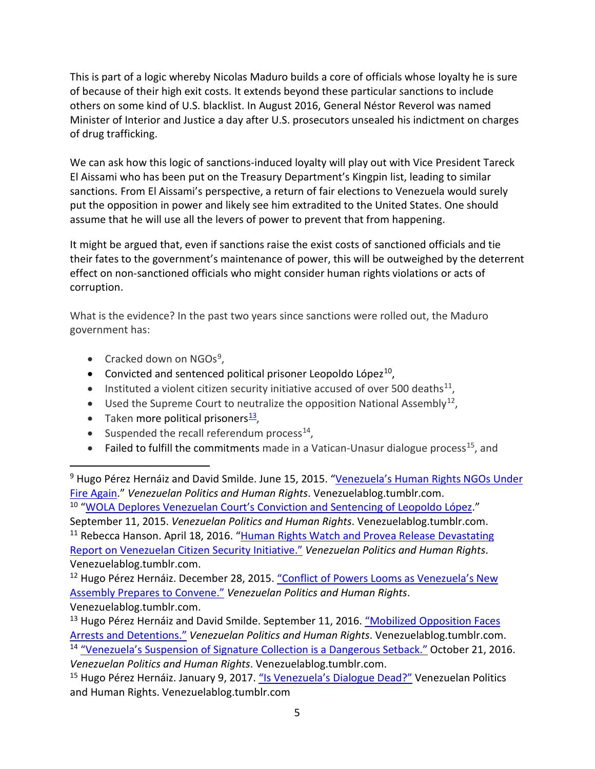This is part of a logic whereby Nicolas Maduro builds a core of officials whose loyalty he is sure of because of their high exit costs. It extends beyond these particular sanctions to include others on some kind of U.S. blacklist. In August 2016, General Néstor Reverol was named Minister of Interior and Justice a day after U.S. prosecutors unsealed his indictment on charges of drug trafficking.

We can ask how this logic of sanctions-induced loyalty will play out with Vice President Tareck El Aissami who has been put on the Treasury Department's Kingpin list, leading to similar sanctions. From El Aissami's perspective, a return of fair elections to Venezuela would surely put the opposition in power and likely see him extradited to the United States. One should assume that he will use all the levers of power to prevent that from happening.

It might be argued that, even if sanctions raise the exist costs of sanctioned officials and tie their fates to the government's maintenance of power, this will be outweighed by the deterrent effect on non-sanctioned officials who might consider human rights violations or acts of corruption.

What is the evidence? In the past two years since sanctions were rolled out, the Maduro government has:

- Cracked down on NGOs[9],
- Convicted and sentenced political prisoner Leopoldo López[10],
- Instituted a violent citizen security initiative accused of over 500 deaths[11],
- Used the Supreme Court to neutralize the opposition National Assembly[12],
- Taken more political prisoners[13],
- Suspended the recall referendum process[14],
- Failed to fulfill the commitments made in a Vatican-Unasur dialogue process[15], and

---

[9] Hugo Pérez Hernáiz and David Smilde. June 15, 2015. "Venezuela's Human Rights NGOs Under Fire Again." *Venezuelan Politics and Human Rights*. Venezuelablog.tumblr.com.

[10] "WOLA Deplores Venezuelan Court's Conviction and Sentencing of Leopoldo López." September 11, 2015. *Venezuelan Politics and Human Rights*. Venezuelablog.tumblr.com.

[11] Rebecca Hanson. April 18, 2016. "Human Rights Watch and Provea Release Devastating Report on Venezuelan Citizen Security Initiative." *Venezuelan Politics and Human Rights*. Venezuelablog.tumblr.com.

[12] Hugo Pérez Hernáiz. December 28, 2015. "Conflict of Powers Looms as Venezuela's New Assembly Prepares to Convene." *Venezuelan Politics and Human Rights*. Venezuelablog.tumblr.com.

[13] Hugo Pérez Hernáiz and David Smilde. September 11, 2016. "Mobilized Opposition Faces Arrests and Detentions." *Venezuelan Politics and Human Rights*. Venezuelablog.tumblr.com.

[14] "Venezuela's Suspension of Signature Collection is a Dangerous Setback." October 21, 2016. *Venezuelan Politics and Human Rights*. Venezuelablog.tumblr.com.

[15] Hugo Pérez Hernáiz. January 9, 2017. "Is Venezuela's Dialogue Dead?" Venezuelan Politics and Human Rights. Venezuelablog.tumblr.com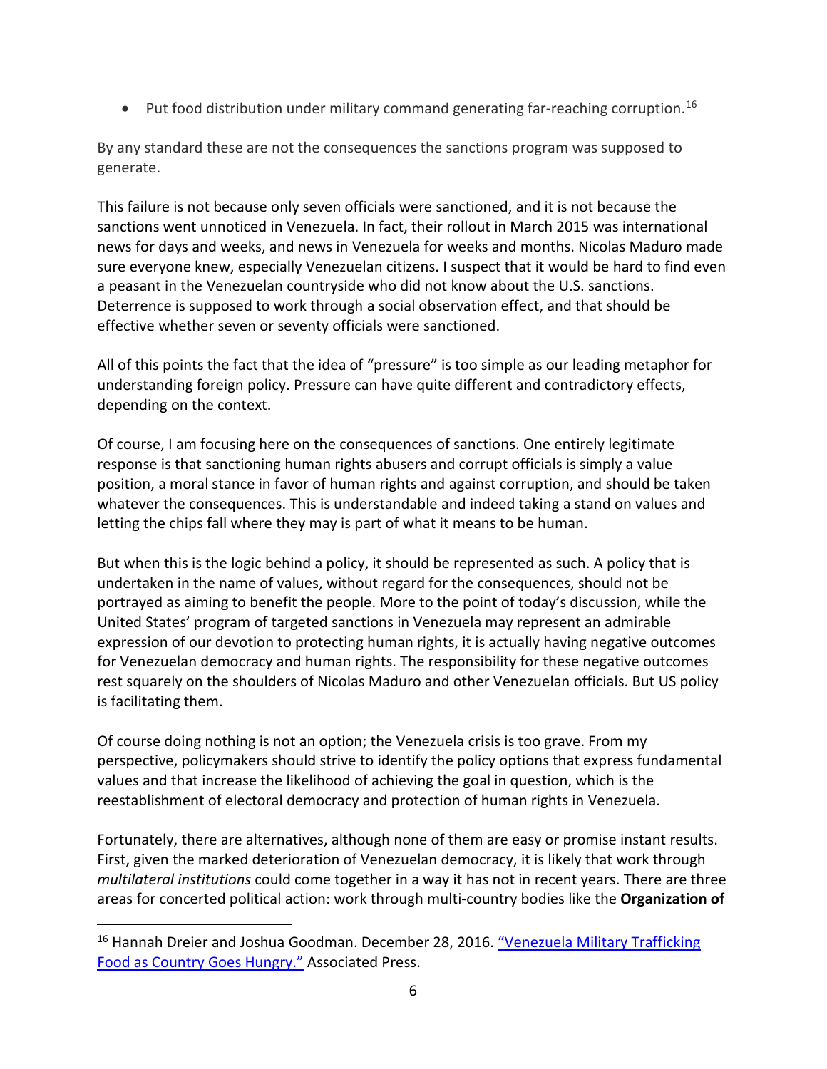- Put food distribution under military command generating far-reaching corruption.[16]

By any standard these are not the consequences the sanctions program was supposed to generate.

This failure is not because only seven officials were sanctioned, and it is not because the sanctions went unnoticed in Venezuela. In fact, their rollout in March 2015 was international news for days and weeks, and news in Venezuela for weeks and months. Nicolas Maduro made sure everyone knew, especially Venezuelan citizens. I suspect that it would be hard to find even a peasant in the Venezuelan countryside who did not know about the U.S. sanctions. Deterrence is supposed to work through a social observation effect, and that should be effective whether seven or seventy officials were sanctioned.

All of this points the fact that the idea of "pressure" is too simple as our leading metaphor for understanding foreign policy. Pressure can have quite different and contradictory effects, depending on the context.

Of course, I am focusing here on the consequences of sanctions. One entirely legitimate response is that sanctioning human rights abusers and corrupt officials is simply a value position, a moral stance in favor of human rights and against corruption, and should be taken whatever the consequences. This is understandable and indeed taking a stand on values and letting the chips fall where they may is part of what it means to be human.

But when this is the logic behind a policy, it should be represented as such. A policy that is undertaken in the name of values, without regard for the consequences, should not be portrayed as aiming to benefit the people. More to the point of today's discussion, while the United States' program of targeted sanctions in Venezuela may represent an admirable expression of our devotion to protecting human rights, it is actually having negative outcomes for Venezuelan democracy and human rights. The responsibility for these negative outcomes rest squarely on the shoulders of Nicolas Maduro and other Venezuelan officials. But US policy is facilitating them.

Of course doing nothing is not an option; the Venezuela crisis is too grave. From my perspective, policymakers should strive to identify the policy options that express fundamental values and that increase the likelihood of achieving the goal in question, which is the reestablishment of electoral democracy and protection of human rights in Venezuela.

Fortunately, there are alternatives, although none of them are easy or promise instant results. First, given the marked deterioration of Venezuelan democracy, it is likely that work through *multilateral institutions* could come together in a way it has not in recent years. There are three areas for concerted political action: work through multi-country bodies like the **Organization of**

[16] Hannah Dreier and Joshua Goodman. December 28, 2016. "Venezuela Military Trafficking Food as Country Goes Hungry." Associated Press.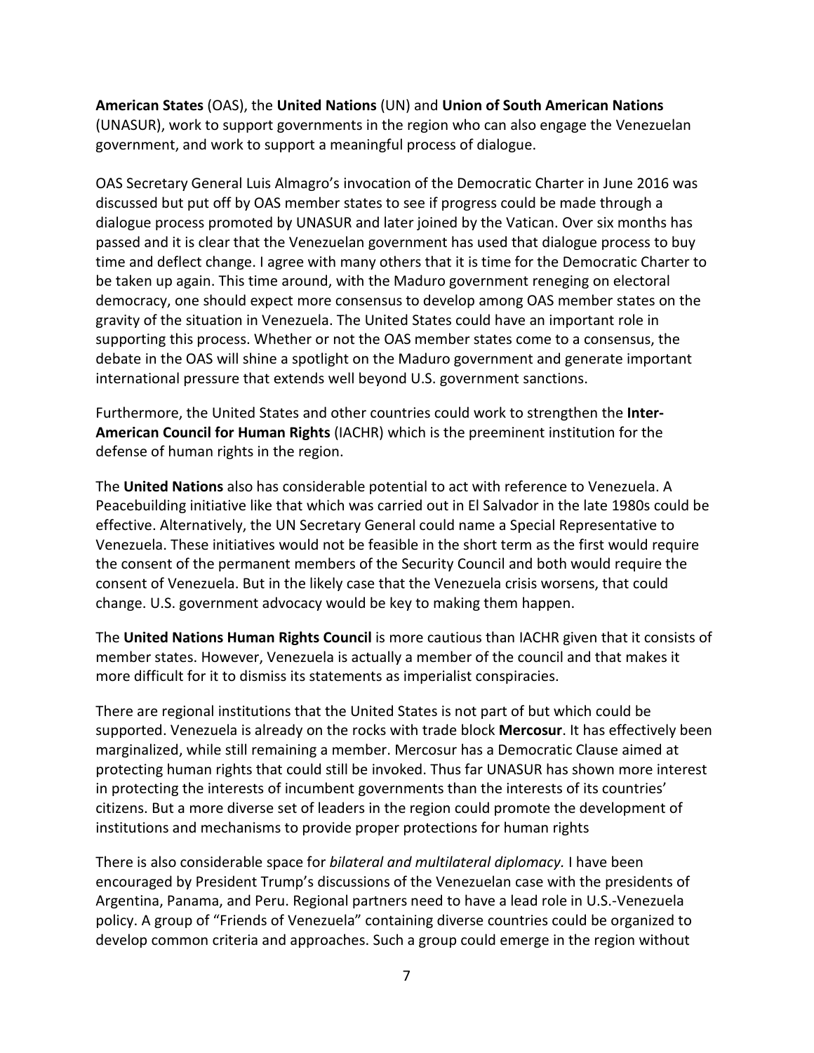**American States** (OAS), the **United Nations** (UN) and **Union of South American Nations** (UNASUR), work to support governments in the region who can also engage the Venezuelan government, and work to support a meaningful process of dialogue.

OAS Secretary General Luis Almagro's invocation of the Democratic Charter in June 2016 was discussed but put off by OAS member states to see if progress could be made through a dialogue process promoted by UNASUR and later joined by the Vatican. Over six months has passed and it is clear that the Venezuelan government has used that dialogue process to buy time and deflect change. I agree with many others that it is time for the Democratic Charter to be taken up again. This time around, with the Maduro government reneging on electoral democracy, one should expect more consensus to develop among OAS member states on the gravity of the situation in Venezuela. The United States could have an important role in supporting this process. Whether or not the OAS member states come to a consensus, the debate in the OAS will shine a spotlight on the Maduro government and generate important international pressure that extends well beyond U.S. government sanctions.

Furthermore, the United States and other countries could work to strengthen the **Inter-American Council for Human Rights** (IACHR) which is the preeminent institution for the defense of human rights in the region.

The **United Nations** also has considerable potential to act with reference to Venezuela. A Peacebuilding initiative like that which was carried out in El Salvador in the late 1980s could be effective. Alternatively, the UN Secretary General could name a Special Representative to Venezuela. These initiatives would not be feasible in the short term as the first would require the consent of the permanent members of the Security Council and both would require the consent of Venezuela. But in the likely case that the Venezuela crisis worsens, that could change. U.S. government advocacy would be key to making them happen.

The **United Nations Human Rights Council** is more cautious than IACHR given that it consists of member states. However, Venezuela is actually a member of the council and that makes it more difficult for it to dismiss its statements as imperialist conspiracies.

There are regional institutions that the United States is not part of but which could be supported. Venezuela is already on the rocks with trade block **Mercosur**. It has effectively been marginalized, while still remaining a member. Mercosur has a Democratic Clause aimed at protecting human rights that could still be invoked. Thus far UNASUR has shown more interest in protecting the interests of incumbent governments than the interests of its countries' citizens. But a more diverse set of leaders in the region could promote the development of institutions and mechanisms to provide proper protections for human rights

There is also considerable space for *bilateral and multilateral diplomacy.* I have been encouraged by President Trump's discussions of the Venezuelan case with the presidents of Argentina, Panama, and Peru. Regional partners need to have a lead role in U.S.-Venezuela policy. A group of "Friends of Venezuela" containing diverse countries could be organized to develop common criteria and approaches. Such a group could emerge in the region without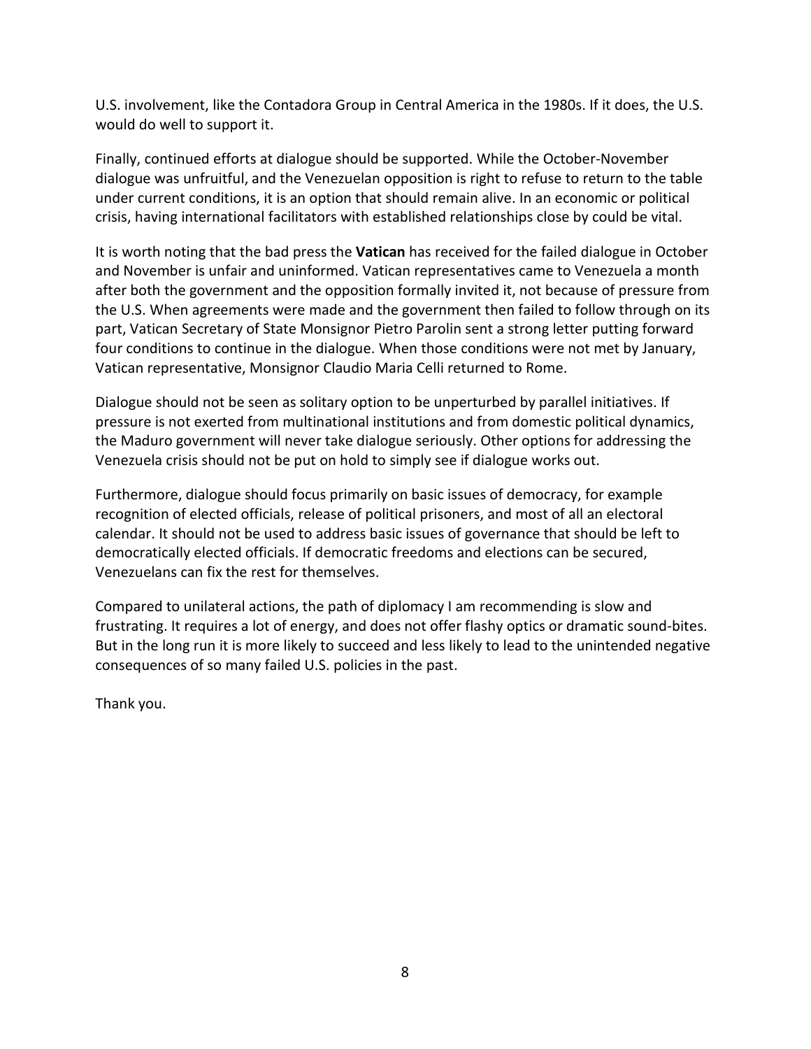U.S. involvement, like the Contadora Group in Central America in the 1980s. If it does, the U.S. would do well to support it.

Finally, continued efforts at dialogue should be supported. While the October-November dialogue was unfruitful, and the Venezuelan opposition is right to refuse to return to the table under current conditions, it is an option that should remain alive. In an economic or political crisis, having international facilitators with established relationships close by could be vital.

It is worth noting that the bad press the **Vatican** has received for the failed dialogue in October and November is unfair and uninformed. Vatican representatives came to Venezuela a month after both the government and the opposition formally invited it, not because of pressure from the U.S. When agreements were made and the government then failed to follow through on its part, Vatican Secretary of State Monsignor Pietro Parolin sent a strong letter putting forward four conditions to continue in the dialogue. When those conditions were not met by January, Vatican representative, Monsignor Claudio Maria Celli returned to Rome.

Dialogue should not be seen as solitary option to be unperturbed by parallel initiatives. If pressure is not exerted from multinational institutions and from domestic political dynamics, the Maduro government will never take dialogue seriously. Other options for addressing the Venezuela crisis should not be put on hold to simply see if dialogue works out.

Furthermore, dialogue should focus primarily on basic issues of democracy, for example recognition of elected officials, release of political prisoners, and most of all an electoral calendar. It should not be used to address basic issues of governance that should be left to democratically elected officials. If democratic freedoms and elections can be secured, Venezuelans can fix the rest for themselves.

Compared to unilateral actions, the path of diplomacy I am recommending is slow and frustrating. It requires a lot of energy, and does not offer flashy optics or dramatic sound-bites. But in the long run it is more likely to succeed and less likely to lead to the unintended negative consequences of so many failed U.S. policies in the past.

Thank you.